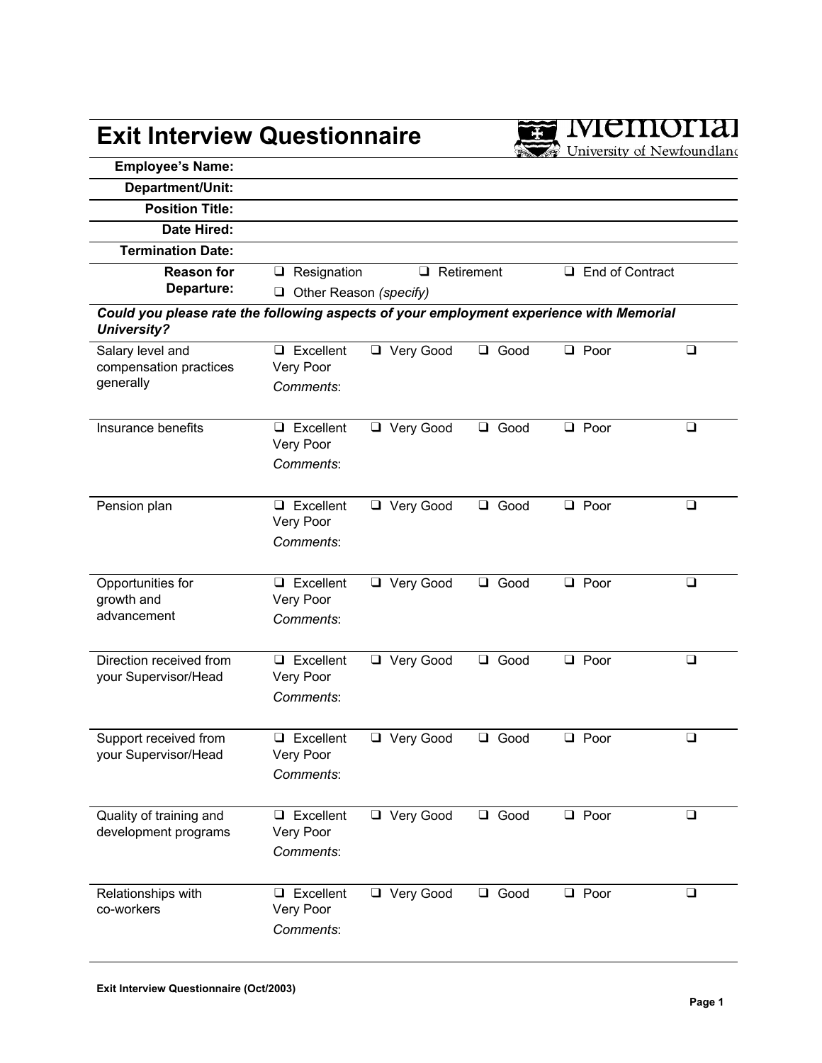# Exit Interview Questionnaire

Memorial University of Newfoundland

| | |
|---|---|
| **Employee's Name:** | |
| **Department/Unit:** | |
| **Position Title:** | |
| **Date Hired:** | |
| **Termination Date:** | |
| **Reason for Departure:** | ❑ Resignation ❑ Retirement ❑ End of Contract<br>❑ Other Reason *(specify)* |

***Could you please rate the following aspects of your employment experience with Memorial University?***

| Aspect | Rating |
|---|---|
| Salary level and compensation practices generally | ❑ Excellent ❑ Very Good ❑ Good ❑ Poor ❑ Very Poor<br>*Comments*: |
| Insurance benefits | ❑ Excellent ❑ Very Good ❑ Good ❑ Poor ❑ Very Poor<br>*Comments*: |
| Pension plan | ❑ Excellent ❑ Very Good ❑ Good ❑ Poor ❑ Very Poor<br>*Comments*: |
| Opportunities for growth and advancement | ❑ Excellent ❑ Very Good ❑ Good ❑ Poor ❑ Very Poor<br>*Comments*: |
| Direction received from your Supervisor/Head | ❑ Excellent ❑ Very Good ❑ Good ❑ Poor ❑ Very Poor<br>*Comments*: |
| Support received from your Supervisor/Head | ❑ Excellent ❑ Very Good ❑ Good ❑ Poor ❑ Very Poor<br>*Comments*: |
| Quality of training and development programs | ❑ Excellent ❑ Very Good ❑ Good ❑ Poor ❑ Very Poor<br>*Comments*: |
| Relationships with co-workers | ❑ Excellent ❑ Very Good ❑ Good ❑ Poor ❑ Very Poor<br>*Comments*: |

**Exit Interview Questionnaire (Oct/2003)**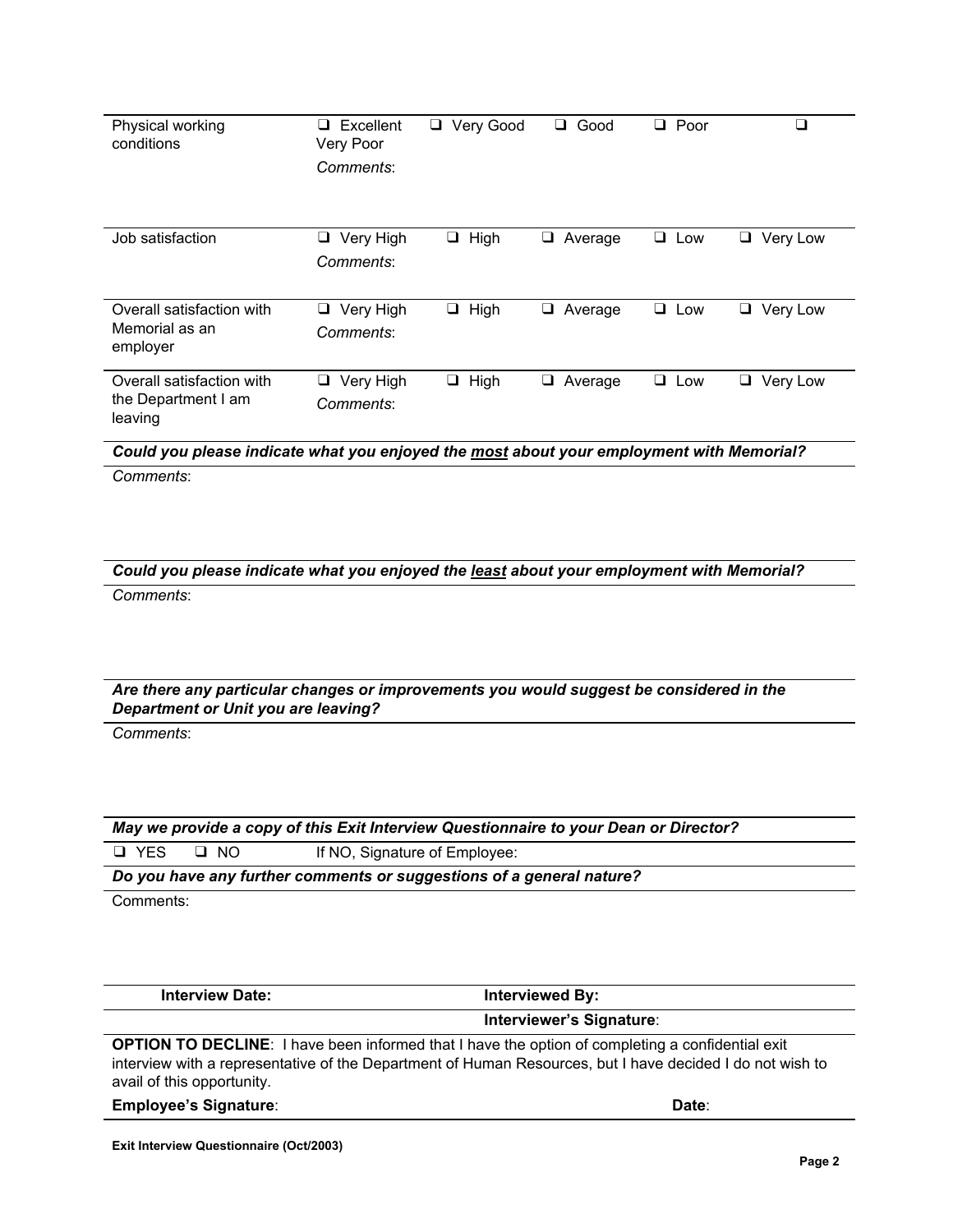| | | | | | |
|---|---|---|---|---|---|
| Physical working conditions | ❑ Excellent | ❑ Very Good | ❑ Good | ❑ Poor | ❑ Very Poor |
| | *Comments*: | | | | |
| Job satisfaction | ❑ Very High | ❑ High | ❑ Average | ❑ Low | ❑ Very Low |
| | *Comments*: | | | | |
| Overall satisfaction with Memorial as an employer | ❑ Very High | ❑ High | ❑ Average | ❑ Low | ❑ Very Low |
| | *Comments*: | | | | |
| Overall satisfaction with the Department I am leaving | ❑ Very High | ❑ High | ❑ Average | ❑ Low | ❑ Very Low |
| | *Comments*: | | | | |

***Could you please indicate what you enjoyed the most about your employment with Memorial?***

*Comments*:

***Could you please indicate what you enjoyed the least about your employment with Memorial?***

*Comments*:

***Are there any particular changes or improvements you would suggest be considered in the Department or Unit you are leaving?***

*Comments*:

***May we provide a copy of this Exit Interview Questionnaire to your Dean or Director?***

❑ YES ❑ NO If NO, Signature of Employee:

***Do you have any further comments or suggestions of a general nature?***

Comments:

| | |
|---|---|
| **Interview Date:** | **Interviewed By:** |
| | **Interviewer's Signature**: |

**OPTION TO DECLINE**: I have been informed that I have the option of completing a confidential exit interview with a representative of the Department of Human Resources, but I have decided I do not wish to avail of this opportunity.

**Employee's Signature**: **Date**:

**Exit Interview Questionnaire (Oct/2003)**